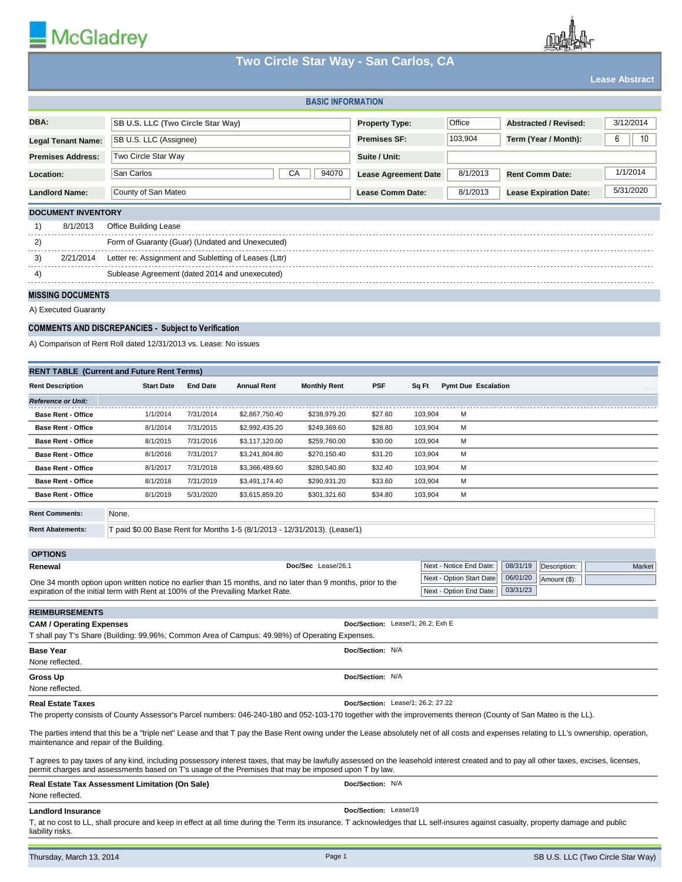McGladrey

# Two Circle Star Way - San Carlos, CA

**Lease Abstract**

## BASIC INFORMATION

| | | | | | |
|---|---|---|---|---|---|
| **DBA:** | SB U.S. LLC (Two Circle Star Way) | **Property Type:** | Office | **Abstracted / Revised:** | 3/12/2014 |
| **Legal Tenant Name:** | SB U.S. LLC (Assignee) | **Premises SF:** | 103,904 | **Term (Year / Month):** | 6 / 10 |
| **Premises Address:** | Two Circle Star Way | **Suite / Unit:** | | | |
| **Location:** | San Carlos, CA 94070 | **Lease Agreement Date** | 8/1/2013 | **Rent Comm Date:** | 1/1/2014 |
| **Landlord Name:** | County of San Mateo | **Lease Comm Date:** | 8/1/2013 | **Lease Expiration Date:** | 5/31/2020 |

## DOCUMENT INVENTORY

1) 8/1/2013 Office Building Lease

2) Form of Guaranty (Guar) (Undated and Unexecuted)

3) 2/21/2014 Letter re: Assignment and Subletting of Leases (Lttr)

4) Sublease Agreement (dated 2014 and unexecuted)

## MISSING DOCUMENTS

A) Executed Guaranty

## COMMENTS AND DISCREPANCIES - Subject to Verification

A) Comparison of Rent Roll dated 12/31/2013 vs. Lease: No issues

## RENT TABLE (Current and Future Rent Terms)

| Rent Description | Start Date | End Date | Annual Rent | Monthly Rent | PSF | Sq Ft | Pymt Due | Escalation |
|---|---|---|---|---|---|---|---|---|
| *Reference or Unit:* | | | | | | | | |
| Base Rent - Office | 1/1/2014 | 7/31/2014 | $2,867,750.40 | $238,979.20 | $27.60 | 103,904 | M | |
| Base Rent - Office | 8/1/2014 | 7/31/2015 | $2,992,435.20 | $249,369.60 | $28.80 | 103,904 | M | |
| Base Rent - Office | 8/1/2015 | 7/31/2016 | $3,117,120.00 | $259,760.00 | $30.00 | 103,904 | M | |
| Base Rent - Office | 8/1/2016 | 7/31/2017 | $3,241,804.80 | $270,150.40 | $31.20 | 103,904 | M | |
| Base Rent - Office | 8/1/2017 | 7/31/2018 | $3,366,489.60 | $280,540.80 | $32.40 | 103,904 | M | |
| Base Rent - Office | 8/1/2018 | 7/31/2019 | $3,491,174.40 | $290,931.20 | $33.60 | 103,904 | M | |
| Base Rent - Office | 8/1/2019 | 5/31/2020 | $3,615,859.20 | $301,321.60 | $34.80 | 103,904 | M | |

**Rent Comments:** None.

**Rent Abatements:** T paid $0.00 Base Rent for Months 1-5 (8/1/2013 - 12/31/2013). (Lease/1)

## OPTIONS

**Renewal** — Doc/Sec Lease/26.1

One 34 month option upon written notice no earlier than 15 months, and no later than 9 months, prior to the expiration of the initial term with Rent at 100% of the Prevailing Market Rate.

| | | | |
|---|---|---|---|
| Next - Notice End Date: | 08/31/19 | Description: | Market |
| Next - Option Start Date | 06/01/20 | Amount ($): | |
| Next - Option End Date: | 03/31/23 | | |

## REIMBURSEMENTS

**CAM / Operating Expenses** — Doc/Section: Lease/1; 26.2; Exh E

T shall pay T's Share (Building: 99.96%; Common Area of Campus: 49.98%) of Operating Expenses.

**Base Year** — Doc/Section: N/A

None reflected.

**Gross Up** — Doc/Section: N/A

None reflected.

**Real Estate Taxes** — Doc/Section: Lease/1; 26.2; 27.22

The property consists of County Assessor's Parcel numbers: 046-240-180 and 052-103-170 together with the improvements thereon (County of San Mateo is the LL).

The parties intend that this be a "triple net" Lease and that T pay the Base Rent owing under the Lease absolutely net of all costs and expenses relating to LL's ownership, operation, maintenance and repair of the Building.

T agrees to pay taxes of any kind, including possessory interest taxes, that may be lawfully assessed on the leasehold interest created and to pay all other taxes, excises, licenses, permit charges and assessments based on T's usage of the Premises that may be imposed upon T by law.

**Real Estate Tax Assessment Limitation (On Sale)** — Doc/Section: N/A

None reflected.

**Landlord Insurance** — Doc/Section: Lease/19

T, at no cost to LL, shall procure and keep in effect at all time during the Term its insurance. T acknowledges that LL self-insures against casualty, property damage and public liability risks.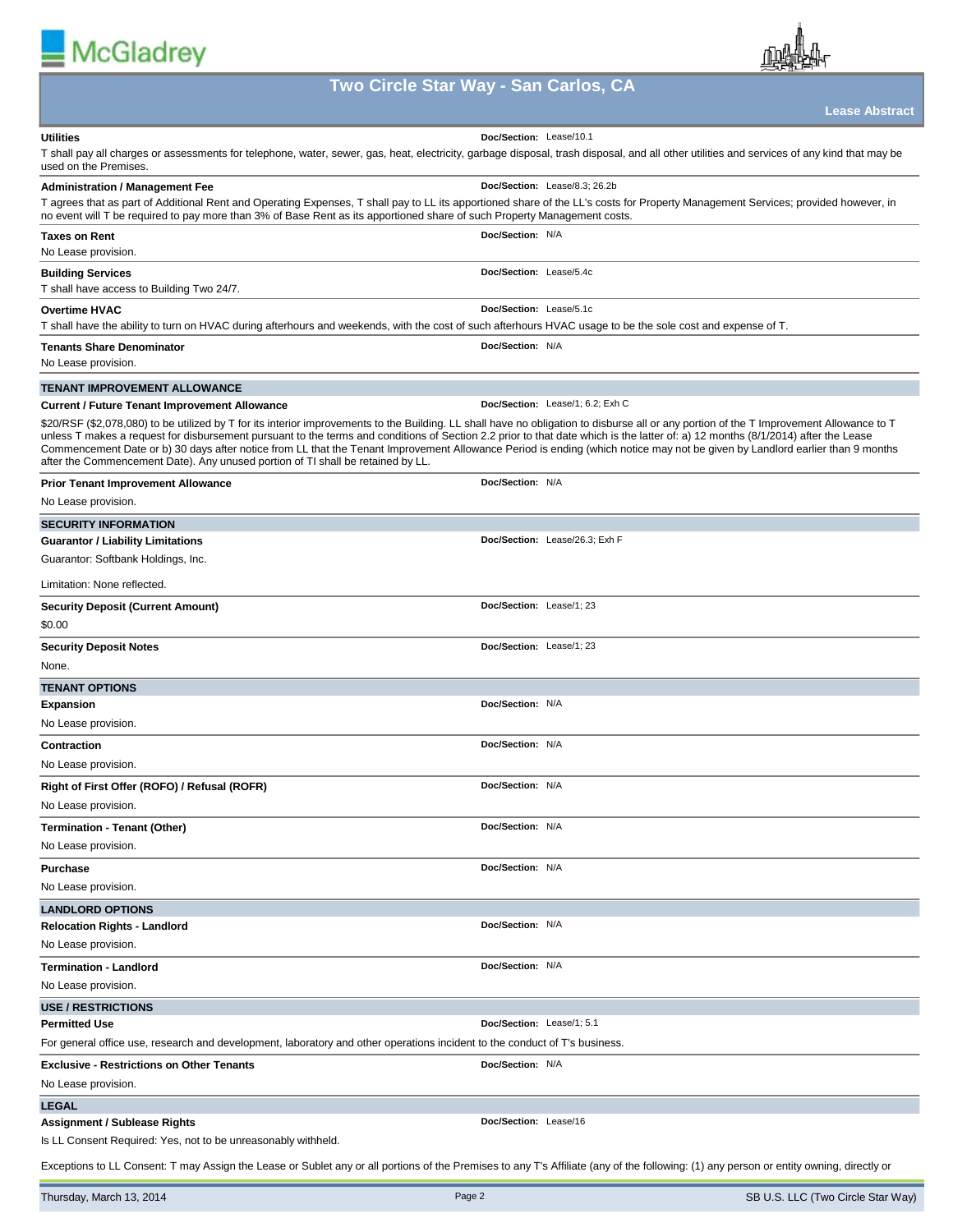# Two Circle Star Way - San Carlos, CA

**Lease Abstract**

**Utilities** — Doc/Section: Lease/10.1

T shall pay all charges or assessments for telephone, water, sewer, gas, heat, electricity, garbage disposal, trash disposal, and all other utilities and services of any kind that may be used on the Premises.

**Administration / Management Fee** — Doc/Section: Lease/8.3; 26.2b

T agrees that as part of Additional Rent and Operating Expenses, T shall pay to LL its apportioned share of the LL's costs for Property Management Services; provided however, in no event will T be required to pay more than 3% of Base Rent as its apportioned share of such Property Management costs.

**Taxes on Rent** — Doc/Section: N/A

No Lease provision.

**Building Services** — Doc/Section: Lease/5.4c

T shall have access to Building Two 24/7.

**Overtime HVAC** — Doc/Section: Lease/5.1c

T shall have the ability to turn on HVAC during afterhours and weekends, with the cost of such afterhours HVAC usage to be the sole cost and expense of T.

**Tenants Share Denominator** — Doc/Section: N/A

No Lease provision.

## TENANT IMPROVEMENT ALLOWANCE

**Current / Future Tenant Improvement Allowance** — Doc/Section: Lease/1; 6.2; Exh C

$20/RSF ($2,078,080) to be utilized by T for its interior improvements to the Building. LL shall have no obligation to disburse all or any portion of the T Improvement Allowance to T unless T makes a request for disbursement pursuant to the terms and conditions of Section 2.2 prior to that date which is the latter of: a) 12 months (8/1/2014) after the Lease Commencement Date or b) 30 days after notice from LL that the Tenant Improvement Allowance Period is ending (which notice may not be given by Landlord earlier than 9 months after the Commencement Date). Any unused portion of TI shall be retained by LL.

**Prior Tenant Improvement Allowance** — Doc/Section: N/A

No Lease provision.

## SECURITY INFORMATION

**Guarantor / Liability Limitations** — Doc/Section: Lease/26.3; Exh F

Guarantor: Softbank Holdings, Inc.

Limitation: None reflected.

**Security Deposit (Current Amount)** — Doc/Section: Lease/1; 23

$0.00

**Security Deposit Notes** — Doc/Section: Lease/1; 23

None.

## TENANT OPTIONS

**Expansion** — Doc/Section: N/A

No Lease provision.

**Contraction** — Doc/Section: N/A

No Lease provision.

**Right of First Offer (ROFO) / Refusal (ROFR)** — Doc/Section: N/A

No Lease provision.

**Termination - Tenant (Other)** — Doc/Section: N/A

No Lease provision.

**Purchase** — Doc/Section: N/A

No Lease provision.

## LANDLORD OPTIONS

**Relocation Rights - Landlord** — Doc/Section: N/A

No Lease provision.

**Termination - Landlord** — Doc/Section: N/A

No Lease provision.

## USE / RESTRICTIONS

**Permitted Use** — Doc/Section: Lease/1; 5.1

For general office use, research and development, laboratory and other operations incident to the conduct of T's business.

**Exclusive - Restrictions on Other Tenants** — Doc/Section: N/A

No Lease provision.

## LEGAL

**Assignment / Sublease Rights** — Doc/Section: Lease/16

Is LL Consent Required: Yes, not to be unreasonably withheld.

Exceptions to LL Consent: T may Assign the Lease or Sublet any or all portions of the Premises to any T's Affiliate (any of the following: (1) any person or entity owning, directly or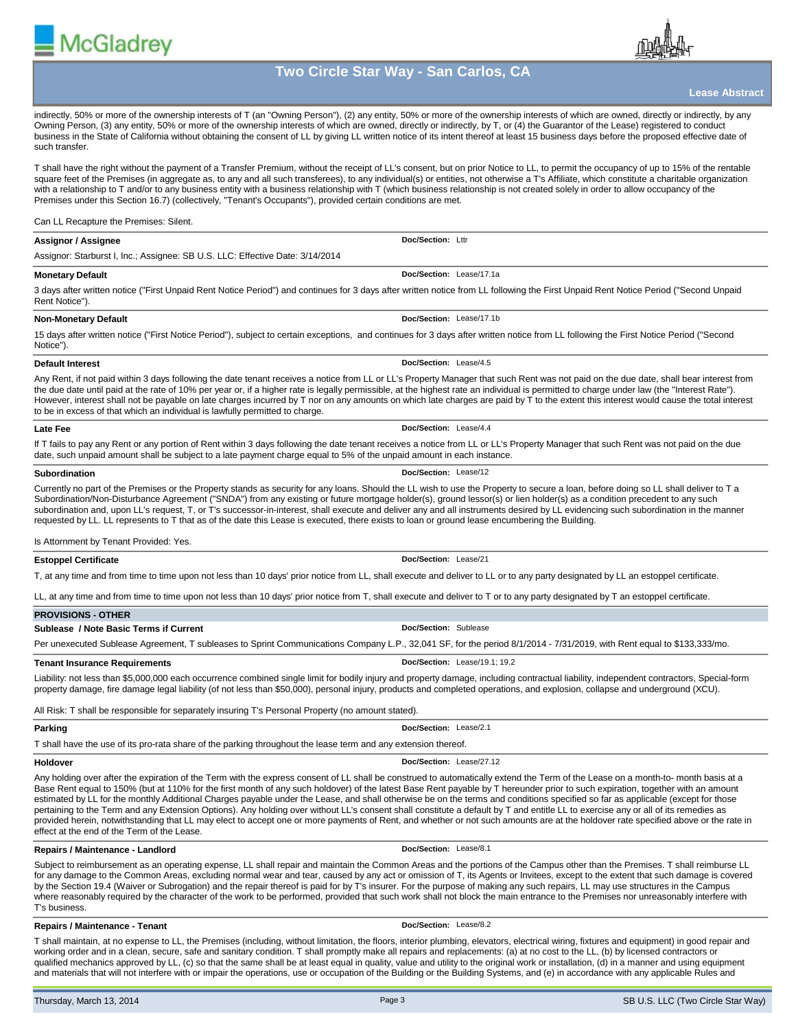indirectly, 50% or more of the ownership interests of T (an "Owning Person"), (2) any entity, 50% or more of the ownership interests of which are owned, directly or indirectly, by any Owning Person, (3) any entity, 50% or more of the ownership interests of which are owned, directly or indirectly, by T, or (4) the Guarantor of the Lease) registered to conduct business in the State of California without obtaining the consent of LL by giving LL written notice of its intent thereof at least 15 business days before the proposed effective date of such transfer.

T shall have the right without the payment of a Transfer Premium, without the receipt of LL's consent, but on prior Notice to LL, to permit the occupancy of up to 15% of the rentable square feet of the Premises (in aggregate as, to any and all such transferees), to any individual(s) or entities, not otherwise a T's Affiliate, which constitute a charitable organization with a relationship to T and/or to any business entity with a business relationship with T (which business relationship is not created solely in order to allow occupancy of the Premises under this Section 16.7) (collectively, "Tenant's Occupants"), provided certain conditions are met.

Can LL Recapture the Premises: Silent.

**Assignor / Assignee** — Doc/Section: Lttr

Assignor: Starburst I, Inc.; Assignee: SB U.S. LLC: Effective Date: 3/14/2014

**Monetary Default** — Doc/Section: Lease/17.1a

3 days after written notice ("First Unpaid Rent Notice Period") and continues for 3 days after written notice from LL following the First Unpaid Rent Notice Period ("Second Unpaid Rent Notice").

**Non-Monetary Default** — Doc/Section: Lease/17.1b

15 days after written notice ("First Notice Period"), subject to certain exceptions, and continues for 3 days after written notice from LL following the First Notice Period ("Second Notice").

**Default Interest** — Doc/Section: Lease/4.5

Any Rent, if not paid within 3 days following the date tenant receives a notice from LL or LL's Property Manager that such Rent was not paid on the due date, shall bear interest from the due date until paid at the rate of 10% per year or, if a higher rate is legally permissible, at the highest rate an individual is permitted to charge under law (the "Interest Rate"). However, interest shall not be payable on late charges incurred by T nor on any amounts on which late charges are paid by T to the extent this interest would cause the total interest to be in excess of that which an individual is lawfully permitted to charge.

**Late Fee** — Doc/Section: Lease/4.4

If T fails to pay any Rent or any portion of Rent within 3 days following the date tenant receives a notice from LL or LL's Property Manager that such Rent was not paid on the due date, such unpaid amount shall be subject to a late payment charge equal to 5% of the unpaid amount in each instance.

**Subordination** — Doc/Section: Lease/12

Currently no part of the Premises or the Property stands as security for any loans. Should the LL wish to use the Property to secure a loan, before doing so LL shall deliver to T a Subordination/Non-Disturbance Agreement ("SNDA") from any existing or future mortgage holder(s), ground lessor(s) or lien holder(s) as a condition precedent to any such subordination and, upon LL's request, T, or T's successor-in-interest, shall execute and deliver any and all instruments desired by LL evidencing such subordination in the manner requested by LL. LL represents to T that as of the date this Lease is executed, there exists to loan or ground lease encumbering the Building.

Is Attornment by Tenant Provided: Yes.

**Estoppel Certificate** — Doc/Section: Lease/21

T, at any time and from time to time upon not less than 10 days' prior notice from LL, shall execute and deliver to LL or to any party designated by LL an estoppel certificate.

LL, at any time and from time to time upon not less than 10 days' prior notice from T, shall execute and deliver to T or to any party designated by T an estoppel certificate.

## PROVISIONS - OTHER

**Sublease / Note Basic Terms if Current** — Doc/Section: Sublease

Per unexecuted Sublease Agreement, T subleases to Sprint Communications Company L.P., 32,041 SF, for the period 8/1/2014 - 7/31/2019, with Rent equal to $133,333/mo.

**Tenant Insurance Requirements** — Doc/Section: Lease/19.1; 19.2

Liability: not less than $5,000,000 each occurrence combined single limit for bodily injury and property damage, including contractual liability, independent contractors, Special-form property damage, fire damage legal liability (of not less than $50,000), personal injury, products and completed operations, and explosion, collapse and underground (XCU).

All Risk: T shall be responsible for separately insuring T's Personal Property (no amount stated).

**Parking** — Doc/Section: Lease/2.1

T shall have the use of its pro-rata share of the parking throughout the lease term and any extension thereof.

**Holdover** — Doc/Section: Lease/27.12

Any holding over after the expiration of the Term with the express consent of LL shall be construed to automatically extend the Term of the Lease on a month-to- month basis at a Base Rent equal to 150% (but at 110% for the first month of any such holdover) of the latest Base Rent payable by T hereunder prior to such expiration, together with an amount estimated by LL for the monthly Additional Charges payable under the Lease, and shall otherwise be on the terms and conditions specified so far as applicable (except for those pertaining to the Term and any Extension Options). Any holding over without LL's consent shall constitute a default by T and entitle LL to exercise any or all of its remedies as provided herein, notwithstanding that LL may elect to accept one or more payments of Rent, and whether or not such amounts are at the holdover rate specified above or the rate in effect at the end of the Term of the Lease.

**Repairs / Maintenance - Landlord** — Doc/Section: Lease/8.1

Subject to reimbursement as an operating expense, LL shall repair and maintain the Common Areas and the portions of the Campus other than the Premises. T shall reimburse LL for any damage to the Common Areas, excluding normal wear and tear, caused by any act or omission of T, its Agents or Invitees, except to the extent that such damage is covered by the Section 19.4 (Waiver or Subrogation) and the repair thereof is paid for by T's insurer. For the purpose of making any such repairs, LL may use structures in the Campus where reasonably required by the character of the work to be performed, provided that such work shall not block the main entrance to the Premises nor unreasonably interfere with T's business.

**Repairs / Maintenance - Tenant** — Doc/Section: Lease/8.2

T shall maintain, at no expense to LL, the Premises (including, without limitation, the floors, interior plumbing, elevators, electrical wiring, fixtures and equipment) in good repair and working order and in a clean, secure, safe and sanitary condition. T shall promptly make all repairs and replacements: (a) at no cost to the LL, (b) by licensed contractors or qualified mechanics approved by LL, (c) so that the same shall be at least equal in quality, value and utility to the original work or installation, (d) in a manner and using equipment and materials that will not interfere with or impair the operations, use or occupation of the Building or the Building Systems, and (e) in accordance with any applicable Rules and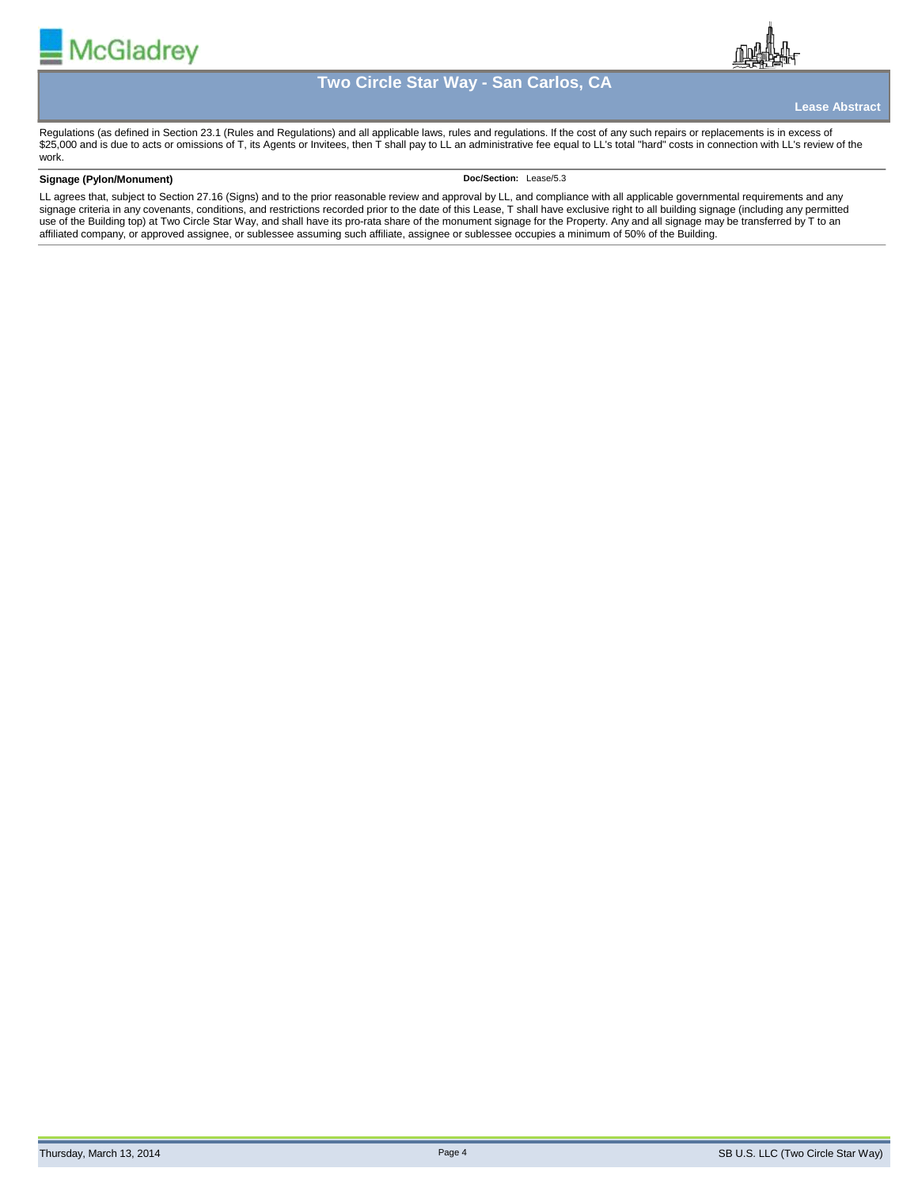Regulations (as defined in Section 23.1 (Rules and Regulations) and all applicable laws, rules and regulations. If the cost of any such repairs or replacements is in excess of $25,000 and is due to acts or omissions of T, its Agents or Invitees, then T shall pay to LL an administrative fee equal to LL's total "hard" costs in connection with LL's review of the work.

**Signage (Pylon/Monument)** **Doc/Section:** Lease/5.3

LL agrees that, subject to Section 27.16 (Signs) and to the prior reasonable review and approval by LL, and compliance with all applicable governmental requirements and any signage criteria in any covenants, conditions, and restrictions recorded prior to the date of this Lease, T shall have exclusive right to all building signage (including any permitted use of the Building top) at Two Circle Star Way, and shall have its pro-rata share of the monument signage for the Property. Any and all signage may be transferred by T to an affiliated company, or approved assignee, or sublessee assuming such affiliate, assignee or sublessee occupies a minimum of 50% of the Building.